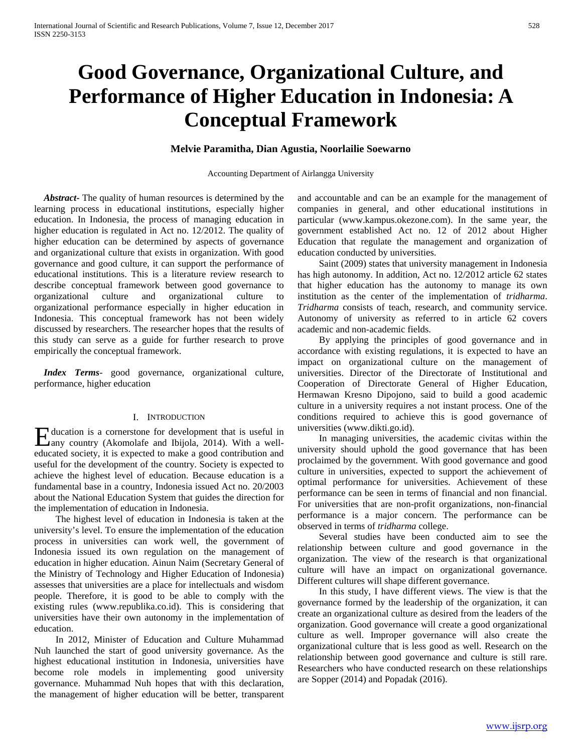# Good Governance, Organizational Culture, and Performance of Higher Education in Indonesia: A Conceptual Framework

**Melvie Paramitha, Dian Agustia, Noorlailie Soewarno**

Accounting Department of Airlangga University

***Abstract*-** The quality of human resources is determined by the learning process in educational institutions, especially higher education. In Indonesia, the process of managing education in higher education is regulated in Act no. 12/2012. The quality of higher education can be determined by aspects of governance and organizational culture that exists in organization. With good governance and good culture, it can support the performance of educational institutions. This is a literature review research to describe conceptual framework between good governance to organizational culture and organizational culture to organizational performance especially in higher education in Indonesia. This conceptual framework has not been widely discussed by researchers. The researcher hopes that the results of this study can serve as a guide for further research to prove empirically the conceptual framework.

***Index Terms*-** good governance, organizational culture, performance, higher education

## I. Introduction

Education is a cornerstone for development that is useful in any country (Akomolafe and Ibijola, 2014). With a well-educated society, it is expected to make a good contribution and useful for the development of the country. Society is expected to achieve the highest level of education. Because education is a fundamental base in a country, Indonesia issued Act no. 20/2003 about the National Education System that guides the direction for the implementation of education in Indonesia.

The highest level of education in Indonesia is taken at the university's level. To ensure the implementation of the education process in universities can work well, the government of Indonesia issued its own regulation on the management of education in higher education. Ainun Naim (Secretary General of the Ministry of Technology and Higher Education of Indonesia) assesses that universities are a place for intellectuals and wisdom people. Therefore, it is good to be able to comply with the existing rules (www.republika.co.id). This is considering that universities have their own autonomy in the implementation of education.

In 2012, Minister of Education and Culture Muhammad Nuh launched the start of good university governance. As the highest educational institution in Indonesia, universities have become role models in implementing good university governance. Muhammad Nuh hopes that with this declaration, the management of higher education will be better, transparent and accountable and can be an example for the management of companies in general, and other educational institutions in particular (www.kampus.okezone.com). In the same year, the government established Act no. 12 of 2012 about Higher Education that regulate the management and organization of education conducted by universities.

Saint (2009) states that university management in Indonesia has high autonomy. In addition, Act no. 12/2012 article 62 states that higher education has the autonomy to manage its own institution as the center of the implementation of *tridharma*. *Tridharma* consists of teach, research, and community service. Autonomy of university as referred to in article 62 covers academic and non-academic fields.

By applying the principles of good governance and in accordance with existing regulations, it is expected to have an impact on organizational culture on the management of universities. Director of the Directorate of Institutional and Cooperation of Directorate General of Higher Education, Hermawan Kresno Dipojono, said to build a good academic culture in a university requires a not instant process. One of the conditions required to achieve this is good governance of universities (www.dikti.go.id).

In managing universities, the academic civitas within the university should uphold the good governance that has been proclaimed by the government. With good governance and good culture in universities, expected to support the achievement of optimal performance for universities. Achievement of these performance can be seen in terms of financial and non financial. For universities that are non-profit organizations, non-financial performance is a major concern. The performance can be observed in terms of *tridharma* college.

Several studies have been conducted aim to see the relationship between culture and good governance in the organization. The view of the research is that organizational culture will have an impact on organizational governance. Different cultures will shape different governance.

In this study, I have different views. The view is that the governance formed by the leadership of the organization, it can create an organizational culture as desired from the leaders of the organization. Good governance will create a good organizational culture as well. Improper governance will also create the organizational culture that is less good as well. Research on the relationship between good governance and culture is still rare. Researchers who have conducted research on these relationships are Sopper (2014) and Popadak (2016).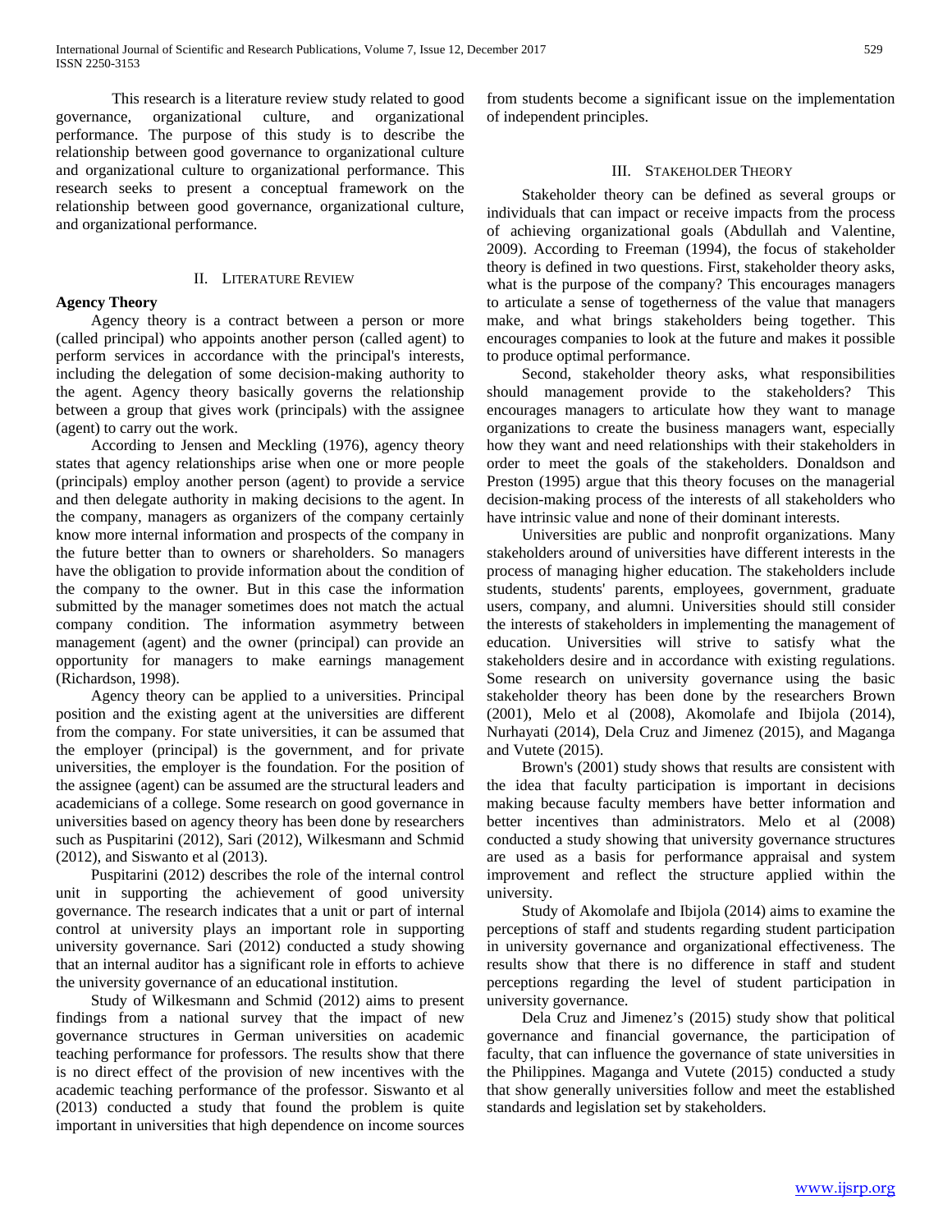This research is a literature review study related to good governance, organizational culture, and organizational performance. The purpose of this study is to describe the relationship between good governance to organizational culture and organizational culture to organizational performance. This research seeks to present a conceptual framework on the relationship between good governance, organizational culture, and organizational performance.

## II. Literature Review

**Agency Theory**

Agency theory is a contract between a person or more (called principal) who appoints another person (called agent) to perform services in accordance with the principal's interests, including the delegation of some decision-making authority to the agent. Agency theory basically governs the relationship between a group that gives work (principals) with the assignee (agent) to carry out the work.

According to Jensen and Meckling (1976), agency theory states that agency relationships arise when one or more people (principals) employ another person (agent) to provide a service and then delegate authority in making decisions to the agent. In the company, managers as organizers of the company certainly know more internal information and prospects of the company in the future better than to owners or shareholders. So managers have the obligation to provide information about the condition of the company to the owner. But in this case the information submitted by the manager sometimes does not match the actual company condition. The information asymmetry between management (agent) and the owner (principal) can provide an opportunity for managers to make earnings management (Richardson, 1998).

Agency theory can be applied to a universities. Principal position and the existing agent at the universities are different from the company. For state universities, it can be assumed that the employer (principal) is the government, and for private universities, the employer is the foundation. For the position of the assignee (agent) can be assumed are the structural leaders and academicians of a college. Some research on good governance in universities based on agency theory has been done by researchers such as Puspitarini (2012), Sari (2012), Wilkesmann and Schmid (2012), and Siswanto et al (2013).

Puspitarini (2012) describes the role of the internal control unit in supporting the achievement of good university governance. The research indicates that a unit or part of internal control at university plays an important role in supporting university governance. Sari (2012) conducted a study showing that an internal auditor has a significant role in efforts to achieve the university governance of an educational institution.

Study of Wilkesmann and Schmid (2012) aims to present findings from a national survey that the impact of new governance structures in German universities on academic teaching performance for professors. The results show that there is no direct effect of the provision of new incentives with the academic teaching performance of the professor. Siswanto et al (2013) conducted a study that found the problem is quite important in universities that high dependence on income sources from students become a significant issue on the implementation of independent principles.

## III. Stakeholder Theory

Stakeholder theory can be defined as several groups or individuals that can impact or receive impacts from the process of achieving organizational goals (Abdullah and Valentine, 2009). According to Freeman (1994), the focus of stakeholder theory is defined in two questions. First, stakeholder theory asks, what is the purpose of the company? This encourages managers to articulate a sense of togetherness of the value that managers make, and what brings stakeholders being together. This encourages companies to look at the future and makes it possible to produce optimal performance.

Second, stakeholder theory asks, what responsibilities should management provide to the stakeholders? This encourages managers to articulate how they want to manage organizations to create the business managers want, especially how they want and need relationships with their stakeholders in order to meet the goals of the stakeholders. Donaldson and Preston (1995) argue that this theory focuses on the managerial decision-making process of the interests of all stakeholders who have intrinsic value and none of their dominant interests.

Universities are public and nonprofit organizations. Many stakeholders around of universities have different interests in the process of managing higher education. The stakeholders include students, students' parents, employees, government, graduate users, company, and alumni. Universities should still consider the interests of stakeholders in implementing the management of education. Universities will strive to satisfy what the stakeholders desire and in accordance with existing regulations. Some research on university governance using the basic stakeholder theory has been done by the researchers Brown (2001), Melo et al (2008), Akomolafe and Ibijola (2014), Nurhayati (2014), Dela Cruz and Jimenez (2015), and Maganga and Vutete (2015).

Brown's (2001) study shows that results are consistent with the idea that faculty participation is important in decisions making because faculty members have better information and better incentives than administrators. Melo et al (2008) conducted a study showing that university governance structures are used as a basis for performance appraisal and system improvement and reflect the structure applied within the university.

Study of Akomolafe and Ibijola (2014) aims to examine the perceptions of staff and students regarding student participation in university governance and organizational effectiveness. The results show that there is no difference in staff and student perceptions regarding the level of student participation in university governance.

Dela Cruz and Jimenez's (2015) study show that political governance and financial governance, the participation of faculty, that can influence the governance of state universities in the Philippines. Maganga and Vutete (2015) conducted a study that show generally universities follow and meet the established standards and legislation set by stakeholders.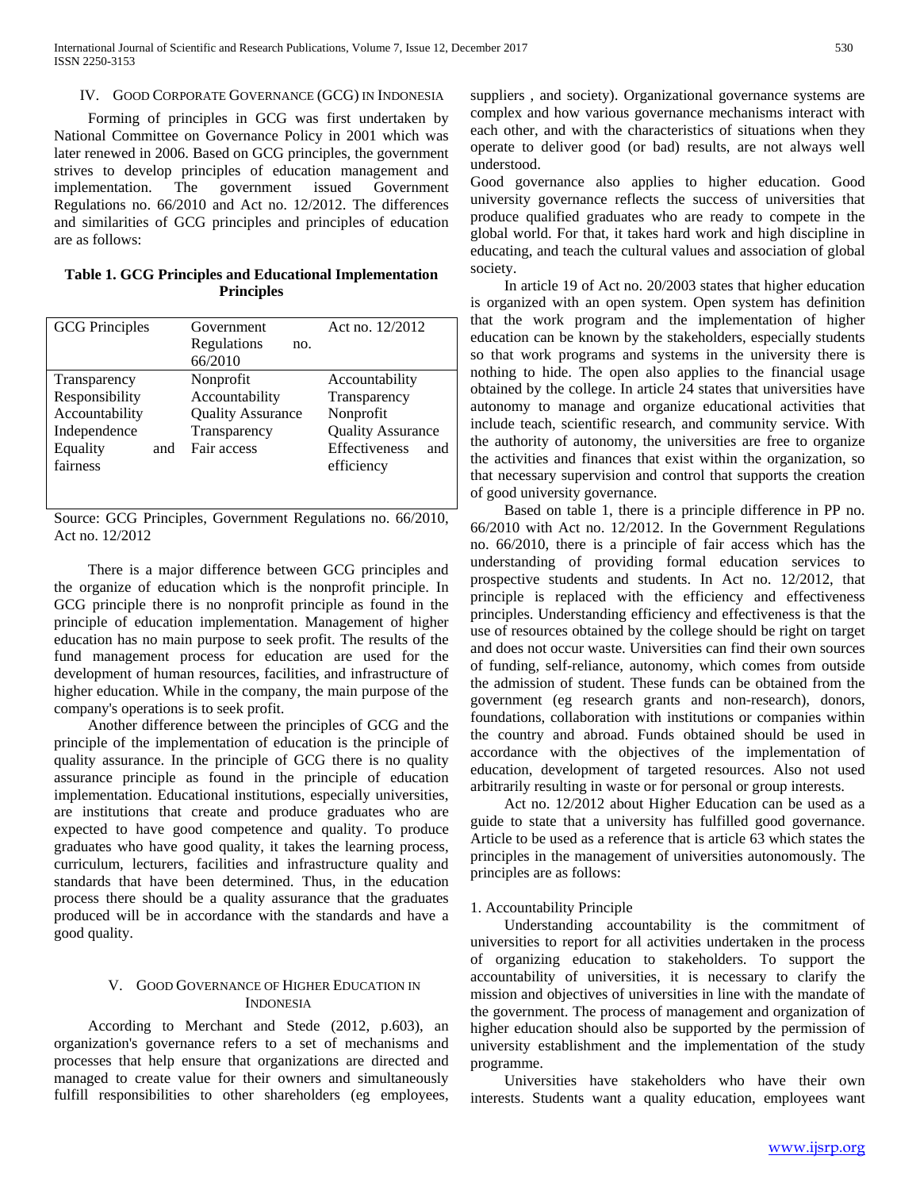## IV. Good Corporate Governance (GCG) in Indonesia

Forming of principles in GCG was first undertaken by National Committee on Governance Policy in 2001 which was later renewed in 2006. Based on GCG principles, the government strives to develop principles of education management and implementation. The government issued Government Regulations no. 66/2010 and Act no. 12/2012. The differences and similarities of GCG principles and principles of education are as follows:

**Table 1. GCG Principles and Educational Implementation Principles**

| GCG Principles | Government Regulations no. 66/2010 | Act no. 12/2012 |
|---|---|---|
| Transparency | Nonprofit | Accountability |
| Responsibility | Accountability | Transparency |
| Accountability | Quality Assurance | Nonprofit |
| Independence | Transparency | Quality Assurance |
| Equality and fairness | Fair access | Effectiveness and efficiency |

Source: GCG Principles, Government Regulations no. 66/2010, Act no. 12/2012

There is a major difference between GCG principles and the organize of education which is the nonprofit principle. In GCG principle there is no nonprofit principle as found in the principle of education implementation. Management of higher education has no main purpose to seek profit. The results of the fund management process for education are used for the development of human resources, facilities, and infrastructure of higher education. While in the company, the main purpose of the company's operations is to seek profit.

Another difference between the principles of GCG and the principle of the implementation of education is the principle of quality assurance. In the principle of GCG there is no quality assurance principle as found in the principle of education implementation. Educational institutions, especially universities, are institutions that create and produce graduates who are expected to have good competence and quality. To produce graduates who have good quality, it takes the learning process, curriculum, lecturers, facilities and infrastructure quality and standards that have been determined. Thus, in the education process there should be a quality assurance that the graduates produced will be in accordance with the standards and have a good quality.

## V. Good Governance of Higher Education in Indonesia

According to Merchant and Stede (2012, p.603), an organization's governance refers to a set of mechanisms and processes that help ensure that organizations are directed and managed to create value for their owners and simultaneously fulfill responsibilities to other shareholders (eg employees, suppliers , and society). Organizational governance systems are complex and how various governance mechanisms interact with each other, and with the characteristics of situations when they operate to deliver good (or bad) results, are not always well understood.

Good governance also applies to higher education. Good university governance reflects the success of universities that produce qualified graduates who are ready to compete in the global world. For that, it takes hard work and high discipline in educating, and teach the cultural values and association of global society.

In article 19 of Act no. 20/2003 states that higher education is organized with an open system. Open system has definition that the work program and the implementation of higher education can be known by the stakeholders, especially students so that work programs and systems in the university there is nothing to hide. The open also applies to the financial usage obtained by the college. In article 24 states that universities have autonomy to manage and organize educational activities that include teach, scientific research, and community service. With the authority of autonomy, the universities are free to organize the activities and finances that exist within the organization, so that necessary supervision and control that supports the creation of good university governance.

Based on table 1, there is a principle difference in PP no. 66/2010 with Act no. 12/2012. In the Government Regulations no. 66/2010, there is a principle of fair access which has the understanding of providing formal education services to prospective students and students. In Act no. 12/2012, that principle is replaced with the efficiency and effectiveness principles. Understanding efficiency and effectiveness is that the use of resources obtained by the college should be right on target and does not occur waste. Universities can find their own sources of funding, self-reliance, autonomy, which comes from outside the admission of student. These funds can be obtained from the government (eg research grants and non-research), donors, foundations, collaboration with institutions or companies within the country and abroad. Funds obtained should be used in accordance with the objectives of the implementation of education, development of targeted resources. Also not used arbitrarily resulting in waste or for personal or group interests.

Act no. 12/2012 about Higher Education can be used as a guide to state that a university has fulfilled good governance. Article to be used as a reference that is article 63 which states the principles in the management of universities autonomously. The principles are as follows:

1. Accountability Principle

Understanding accountability is the commitment of universities to report for all activities undertaken in the process of organizing education to stakeholders. To support the accountability of universities, it is necessary to clarify the mission and objectives of universities in line with the mandate of the government. The process of management and organization of higher education should also be supported by the permission of university establishment and the implementation of the study programme.

Universities have stakeholders who have their own interests. Students want a quality education, employees want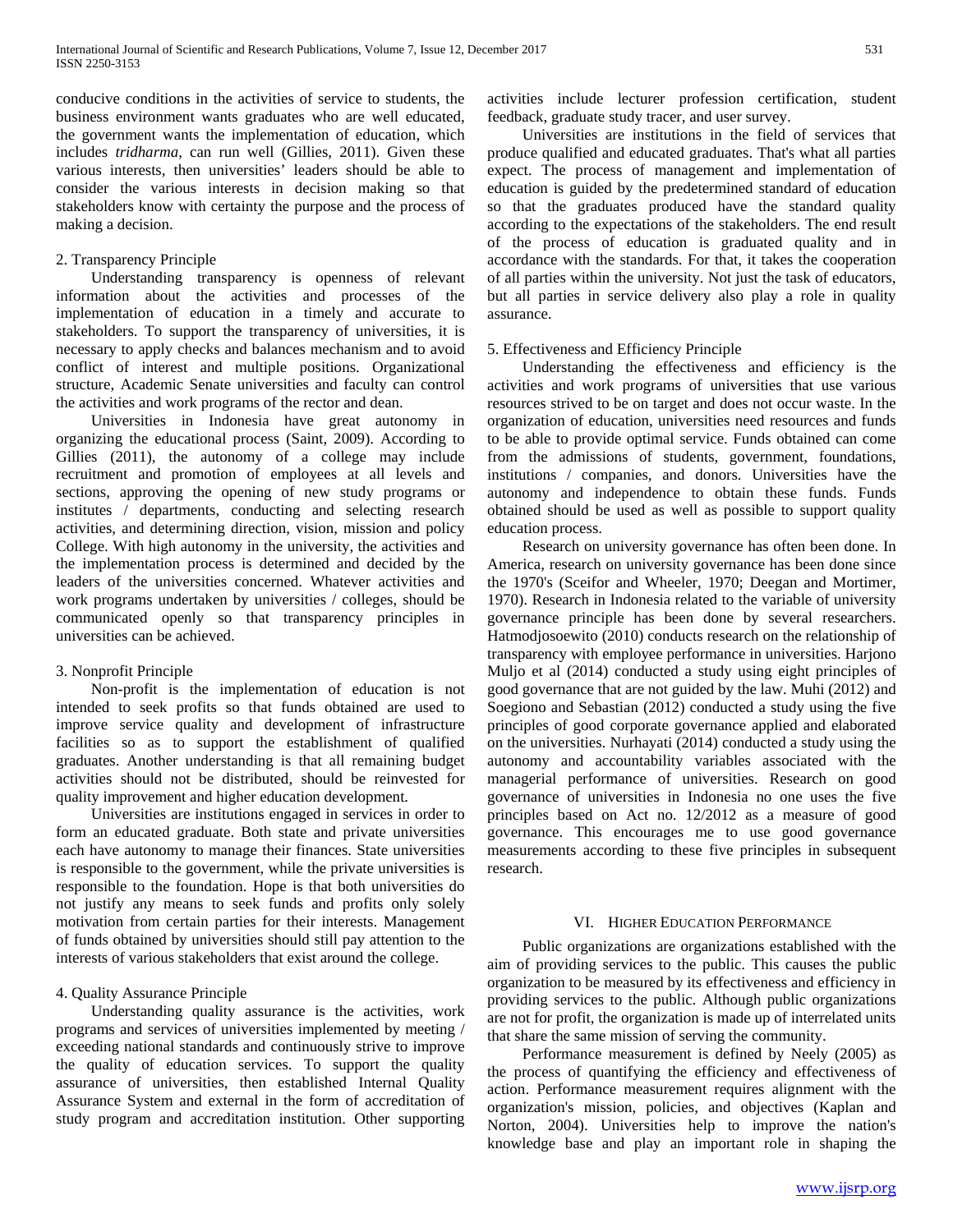conducive conditions in the activities of service to students, the business environment wants graduates who are well educated, the government wants the implementation of education, which includes *tridharma*, can run well (Gillies, 2011). Given these various interests, then universities' leaders should be able to consider the various interests in decision making so that stakeholders know with certainty the purpose and the process of making a decision.

2. Transparency Principle

Understanding transparency is openness of relevant information about the activities and processes of the implementation of education in a timely and accurate to stakeholders. To support the transparency of universities, it is necessary to apply checks and balances mechanism and to avoid conflict of interest and multiple positions. Organizational structure, Academic Senate universities and faculty can control the activities and work programs of the rector and dean.

Universities in Indonesia have great autonomy in organizing the educational process (Saint, 2009). According to Gillies (2011), the autonomy of a college may include recruitment and promotion of employees at all levels and sections, approving the opening of new study programs or institutes / departments, conducting and selecting research activities, and determining direction, vision, mission and policy College. With high autonomy in the university, the activities and the implementation process is determined and decided by the leaders of the universities concerned. Whatever activities and work programs undertaken by universities / colleges, should be communicated openly so that transparency principles in universities can be achieved.

3. Nonprofit Principle

Non-profit is the implementation of education is not intended to seek profits so that funds obtained are used to improve service quality and development of infrastructure facilities so as to support the establishment of qualified graduates. Another understanding is that all remaining budget activities should not be distributed, should be reinvested for quality improvement and higher education development.

Universities are institutions engaged in services in order to form an educated graduate. Both state and private universities each have autonomy to manage their finances. State universities is responsible to the government, while the private universities is responsible to the foundation. Hope is that both universities do not justify any means to seek funds and profits only solely motivation from certain parties for their interests. Management of funds obtained by universities should still pay attention to the interests of various stakeholders that exist around the college.

4. Quality Assurance Principle

Understanding quality assurance is the activities, work programs and services of universities implemented by meeting / exceeding national standards and continuously strive to improve the quality of education services. To support the quality assurance of universities, then established Internal Quality Assurance System and external in the form of accreditation of study program and accreditation institution. Other supporting activities include lecturer profession certification, student feedback, graduate study tracer, and user survey.

Universities are institutions in the field of services that produce qualified and educated graduates. That's what all parties expect. The process of management and implementation of education is guided by the predetermined standard of education so that the graduates produced have the standard quality according to the expectations of the stakeholders. The end result of the process of education is graduated quality and in accordance with the standards. For that, it takes the cooperation of all parties within the university. Not just the task of educators, but all parties in service delivery also play a role in quality assurance.

5. Effectiveness and Efficiency Principle

Understanding the effectiveness and efficiency is the activities and work programs of universities that use various resources strived to be on target and does not occur waste. In the organization of education, universities need resources and funds to be able to provide optimal service. Funds obtained can come from the admissions of students, government, foundations, institutions / companies, and donors. Universities have the autonomy and independence to obtain these funds. Funds obtained should be used as well as possible to support quality education process.

Research on university governance has often been done. In America, research on university governance has been done since the 1970's (Sceifor and Wheeler, 1970; Deegan and Mortimer, 1970). Research in Indonesia related to the variable of university governance principle has been done by several researchers. Hatmodjosoewito (2010) conducts research on the relationship of transparency with employee performance in universities. Harjono Muljo et al (2014) conducted a study using eight principles of good governance that are not guided by the law. Muhi (2012) and Soegiono and Sebastian (2012) conducted a study using the five principles of good corporate governance applied and elaborated on the universities. Nurhayati (2014) conducted a study using the autonomy and accountability variables associated with the managerial performance of universities. Research on good governance of universities in Indonesia no one uses the five principles based on Act no. 12/2012 as a measure of good governance. This encourages me to use good governance measurements according to these five principles in subsequent research.

## VI. Higher Education Performance

Public organizations are organizations established with the aim of providing services to the public. This causes the public organization to be measured by its effectiveness and efficiency in providing services to the public. Although public organizations are not for profit, the organization is made up of interrelated units that share the same mission of serving the community.

Performance measurement is defined by Neely (2005) as the process of quantifying the efficiency and effectiveness of action. Performance measurement requires alignment with the organization's mission, policies, and objectives (Kaplan and Norton, 2004). Universities help to improve the nation's knowledge base and play an important role in shaping the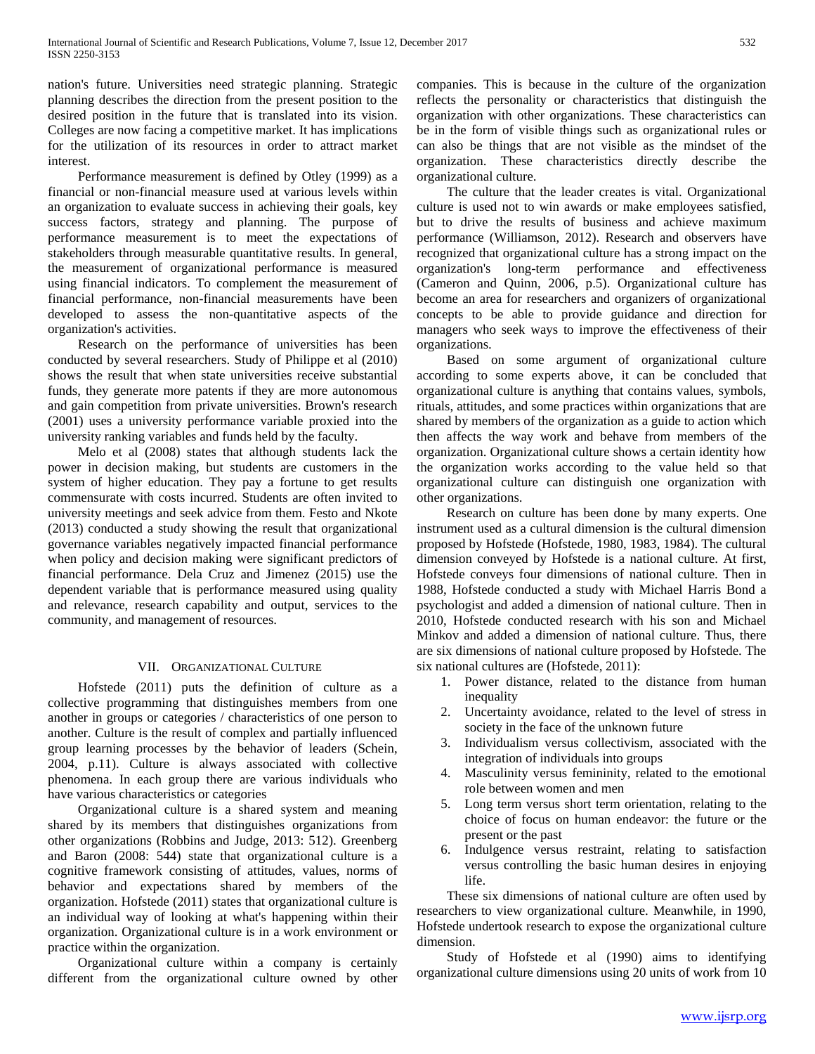nation's future. Universities need strategic planning. Strategic planning describes the direction from the present position to the desired position in the future that is translated into its vision. Colleges are now facing a competitive market. It has implications for the utilization of its resources in order to attract market interest.

Performance measurement is defined by Otley (1999) as a financial or non-financial measure used at various levels within an organization to evaluate success in achieving their goals, key success factors, strategy and planning. The purpose of performance measurement is to meet the expectations of stakeholders through measurable quantitative results. In general, the measurement of organizational performance is measured using financial indicators. To complement the measurement of financial performance, non-financial measurements have been developed to assess the non-quantitative aspects of the organization's activities.

Research on the performance of universities has been conducted by several researchers. Study of Philippe et al (2010) shows the result that when state universities receive substantial funds, they generate more patents if they are more autonomous and gain competition from private universities. Brown's research (2001) uses a university performance variable proxied into the university ranking variables and funds held by the faculty.

Melo et al (2008) states that although students lack the power in decision making, but students are customers in the system of higher education. They pay a fortune to get results commensurate with costs incurred. Students are often invited to university meetings and seek advice from them. Festo and Nkote (2013) conducted a study showing the result that organizational governance variables negatively impacted financial performance when policy and decision making were significant predictors of financial performance. Dela Cruz and Jimenez (2015) use the dependent variable that is performance measured using quality and relevance, research capability and output, services to the community, and management of resources.

## VII. Organizational Culture

Hofstede (2011) puts the definition of culture as a collective programming that distinguishes members from one another in groups or categories / characteristics of one person to another. Culture is the result of complex and partially influenced group learning processes by the behavior of leaders (Schein, 2004, p.11). Culture is always associated with collective phenomena. In each group there are various individuals who have various characteristics or categories

Organizational culture is a shared system and meaning shared by its members that distinguishes organizations from other organizations (Robbins and Judge, 2013: 512). Greenberg and Baron (2008: 544) state that organizational culture is a cognitive framework consisting of attitudes, values, norms of behavior and expectations shared by members of the organization. Hofstede (2011) states that organizational culture is an individual way of looking at what's happening within their organization. Organizational culture is in a work environment or practice within the organization.

Organizational culture within a company is certainly different from the organizational culture owned by other companies. This is because in the culture of the organization reflects the personality or characteristics that distinguish the organization with other organizations. These characteristics can be in the form of visible things such as organizational rules or can also be things that are not visible as the mindset of the organization. These characteristics directly describe the organizational culture.

The culture that the leader creates is vital. Organizational culture is used not to win awards or make employees satisfied, but to drive the results of business and achieve maximum performance (Williamson, 2012). Research and observers have recognized that organizational culture has a strong impact on the organization's long-term performance and effectiveness (Cameron and Quinn, 2006, p.5). Organizational culture has become an area for researchers and organizers of organizational concepts to be able to provide guidance and direction for managers who seek ways to improve the effectiveness of their organizations.

Based on some argument of organizational culture according to some experts above, it can be concluded that organizational culture is anything that contains values, symbols, rituals, attitudes, and some practices within organizations that are shared by members of the organization as a guide to action which then affects the way work and behave from members of the organization. Organizational culture shows a certain identity how the organization works according to the value held so that organizational culture can distinguish one organization with other organizations.

Research on culture has been done by many experts. One instrument used as a cultural dimension is the cultural dimension proposed by Hofstede (Hofstede, 1980, 1983, 1984). The cultural dimension conveyed by Hofstede is a national culture. At first, Hofstede conveys four dimensions of national culture. Then in 1988, Hofstede conducted a study with Michael Harris Bond a psychologist and added a dimension of national culture. Then in 2010, Hofstede conducted research with his son and Michael Minkov and added a dimension of national culture. Thus, there are six dimensions of national culture proposed by Hofstede. The six national cultures are (Hofstede, 2011):

1. Power distance, related to the distance from human inequality
2. Uncertainty avoidance, related to the level of stress in society in the face of the unknown future
3. Individualism versus collectivism, associated with the integration of individuals into groups
4. Masculinity versus femininity, related to the emotional role between women and men
5. Long term versus short term orientation, relating to the choice of focus on human endeavor: the future or the present or the past
6. Indulgence versus restraint, relating to satisfaction versus controlling the basic human desires in enjoying life.

These six dimensions of national culture are often used by researchers to view organizational culture. Meanwhile, in 1990, Hofstede undertook research to expose the organizational culture dimension.

Study of Hofstede et al (1990) aims to identifying organizational culture dimensions using 20 units of work from 10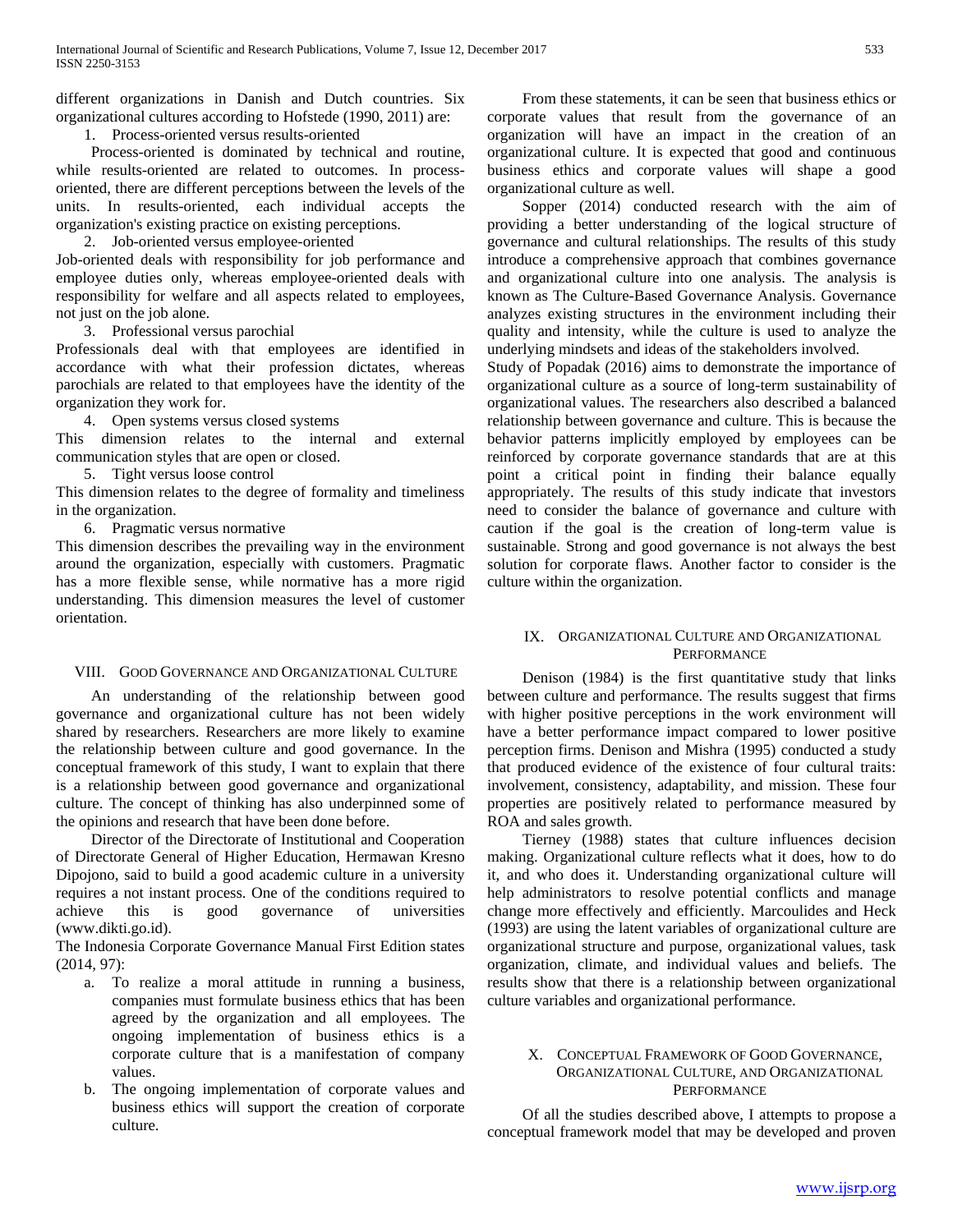different organizations in Danish and Dutch countries. Six organizational cultures according to Hofstede (1990, 2011) are:

1. Process-oriented versus results-oriented

Process-oriented is dominated by technical and routine, while results-oriented are related to outcomes. In process-oriented, there are different perceptions between the levels of the units. In results-oriented, each individual accepts the organization's existing practice on existing perceptions.

2. Job-oriented versus employee-oriented

Job-oriented deals with responsibility for job performance and employee duties only, whereas employee-oriented deals with responsibility for welfare and all aspects related to employees, not just on the job alone.

3. Professional versus parochial

Professionals deal with that employees are identified in accordance with what their profession dictates, whereas parochials are related to that employees have the identity of the organization they work for.

4. Open systems versus closed systems

This dimension relates to the internal and external communication styles that are open or closed.

5. Tight versus loose control

This dimension relates to the degree of formality and timeliness in the organization.

6. Pragmatic versus normative

This dimension describes the prevailing way in the environment around the organization, especially with customers. Pragmatic has a more flexible sense, while normative has a more rigid understanding. This dimension measures the level of customer orientation.

## VIII. Good Governance and Organizational Culture

An understanding of the relationship between good governance and organizational culture has not been widely shared by researchers. Researchers are more likely to examine the relationship between culture and good governance. In the conceptual framework of this study, I want to explain that there is a relationship between good governance and organizational culture. The concept of thinking has also underpinned some of the opinions and research that have been done before.

Director of the Directorate of Institutional and Cooperation of Directorate General of Higher Education, Hermawan Kresno Dipojono, said to build a good academic culture in a university requires a not instant process. One of the conditions required to achieve this is good governance of universities (www.dikti.go.id).

The Indonesia Corporate Governance Manual First Edition states (2014, 97):

a. To realize a moral attitude in running a business, companies must formulate business ethics that has been agreed by the organization and all employees. The ongoing implementation of business ethics is a corporate culture that is a manifestation of company values.
b. The ongoing implementation of corporate values and business ethics will support the creation of corporate culture.

From these statements, it can be seen that business ethics or corporate values that result from the governance of an organization will have an impact in the creation of an organizational culture. It is expected that good and continuous business ethics and corporate values will shape a good organizational culture as well.

Sopper (2014) conducted research with the aim of providing a better understanding of the logical structure of governance and cultural relationships. The results of this study introduce a comprehensive approach that combines governance and organizational culture into one analysis. The analysis is known as The Culture-Based Governance Analysis. Governance analyzes existing structures in the environment including their quality and intensity, while the culture is used to analyze the underlying mindsets and ideas of the stakeholders involved.

Study of Popadak (2016) aims to demonstrate the importance of organizational culture as a source of long-term sustainability of organizational values. The researchers also described a balanced relationship between governance and culture. This is because the behavior patterns implicitly employed by employees can be reinforced by corporate governance standards that are at this point a critical point in finding their balance equally appropriately. The results of this study indicate that investors need to consider the balance of governance and culture with caution if the goal is the creation of long-term value is sustainable. Strong and good governance is not always the best solution for corporate flaws. Another factor to consider is the culture within the organization.

## IX. Organizational Culture and Organizational Performance

Denison (1984) is the first quantitative study that links between culture and performance. The results suggest that firms with higher positive perceptions in the work environment will have a better performance impact compared to lower positive perception firms. Denison and Mishra (1995) conducted a study that produced evidence of the existence of four cultural traits: involvement, consistency, adaptability, and mission. These four properties are positively related to performance measured by ROA and sales growth.

Tierney (1988) states that culture influences decision making. Organizational culture reflects what it does, how to do it, and who does it. Understanding organizational culture will help administrators to resolve potential conflicts and manage change more effectively and efficiently. Marcoulides and Heck (1993) are using the latent variables of organizational culture are organizational structure and purpose, organizational values, task organization, climate, and individual values and beliefs. The results show that there is a relationship between organizational culture variables and organizational performance.

## X. Conceptual Framework of Good Governance, Organizational Culture, and Organizational Performance

Of all the studies described above, I attempts to propose a conceptual framework model that may be developed and proven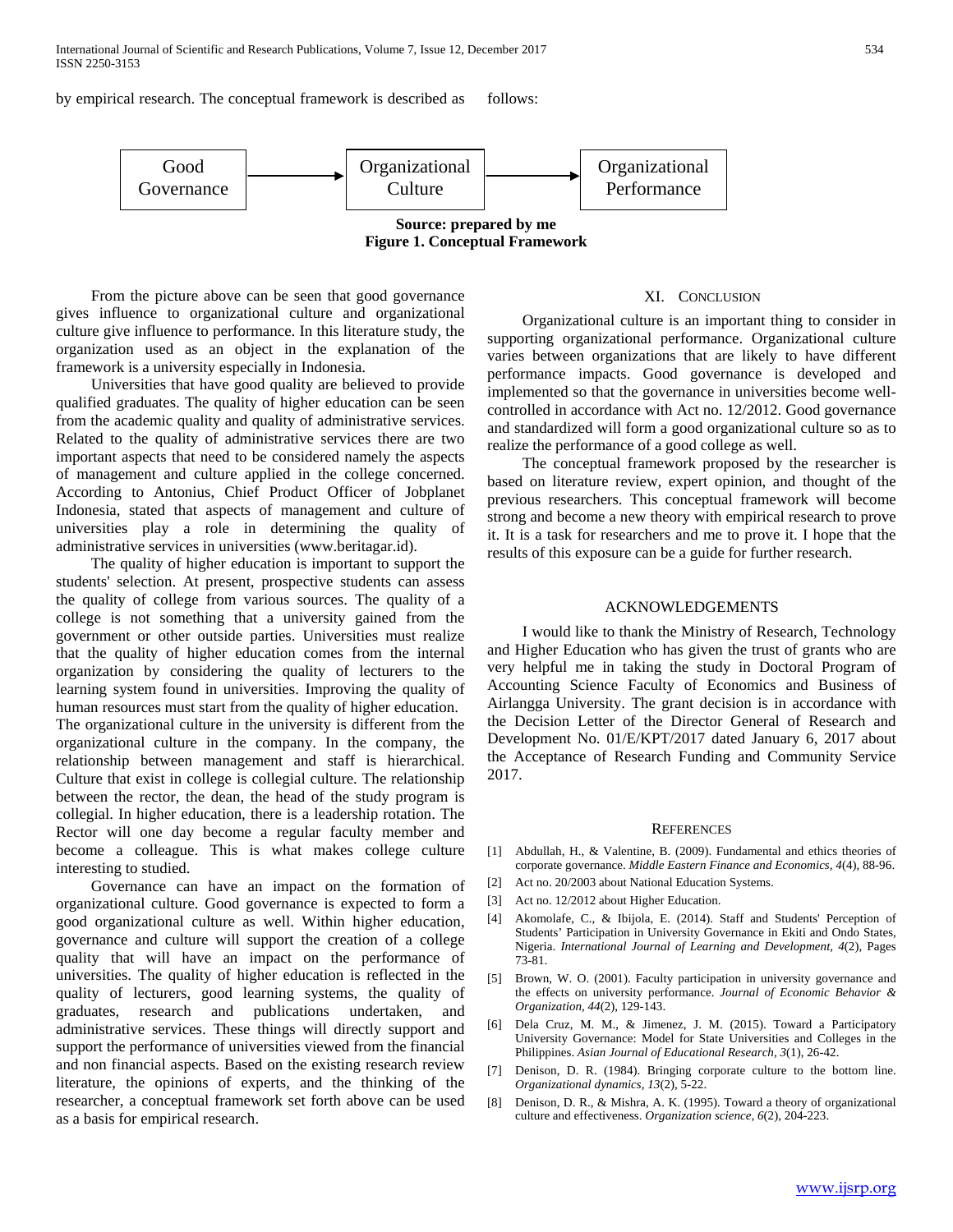by empirical research. The conceptual framework is described as follows:

Good Governance → Organizational Culture → Organizational Performance

**Source: prepared by me**
**Figure 1. Conceptual Framework**

From the picture above can be seen that good governance gives influence to organizational culture and organizational culture give influence to performance. In this literature study, the organization used as an object in the explanation of the framework is a university especially in Indonesia.

Universities that have good quality are believed to provide qualified graduates. The quality of higher education can be seen from the academic quality and quality of administrative services. Related to the quality of administrative services there are two important aspects that need to be considered namely the aspects of management and culture applied in the college concerned. According to Antonius, Chief Product Officer of Jobplanet Indonesia, stated that aspects of management and culture of universities play a role in determining the quality of administrative services in universities (www.beritagar.id).

The quality of higher education is important to support the students' selection. At present, prospective students can assess the quality of college from various sources. The quality of a college is not something that a university gained from the government or other outside parties. Universities must realize that the quality of higher education comes from the internal organization by considering the quality of lecturers to the learning system found in universities. Improving the quality of human resources must start from the quality of higher education.
The organizational culture in the university is different from the organizational culture in the company. In the company, the relationship between management and staff is hierarchical. Culture that exist in college is collegial culture. The relationship between the rector, the dean, the head of the study program is collegial. In higher education, there is a leadership rotation. The Rector will one day become a regular faculty member and become a colleague. This is what makes college culture interesting to studied.

Governance can have an impact on the formation of organizational culture. Good governance is expected to form a good organizational culture as well. Within higher education, governance and culture will support the creation of a college quality that will have an impact on the performance of universities. The quality of higher education is reflected in the quality of lecturers, good learning systems, the quality of graduates, research and publications undertaken, and administrative services. These things will directly support and support the performance of universities viewed from the financial and non financial aspects. Based on the existing research review literature, the opinions of experts, and the thinking of the researcher, a conceptual framework set forth above can be used as a basis for empirical research.

## XI. Conclusion

Organizational culture is an important thing to consider in supporting organizational performance. Organizational culture varies between organizations that are likely to have different performance impacts. Good governance is developed and implemented so that the governance in universities become well-controlled in accordance with Act no. 12/2012. Good governance and standardized will form a good organizational culture so as to realize the performance of a good college as well.

The conceptual framework proposed by the researcher is based on literature review, expert opinion, and thought of the previous researchers. This conceptual framework will become strong and become a new theory with empirical research to prove it. It is a task for researchers and me to prove it. I hope that the results of this exposure can be a guide for further research.

## Acknowledgements

I would like to thank the Ministry of Research, Technology and Higher Education who has given the trust of grants who are very helpful me in taking the study in Doctoral Program of Accounting Science Faculty of Economics and Business of Airlangga University. The grant decision is in accordance with the Decision Letter of the Director General of Research and Development No. 01/E/KPT/2017 dated January 6, 2017 about the Acceptance of Research Funding and Community Service 2017.

## References

[1] Abdullah, H., & Valentine, B. (2009). Fundamental and ethics theories of corporate governance. *Middle Eastern Finance and Economics*, *4*(4), 88-96.

[2] Act no. 20/2003 about National Education Systems.

[3] Act no. 12/2012 about Higher Education.

[4] Akomolafe, C., & Ibijola, E. (2014). Staff and Students' Perception of Students' Participation in University Governance in Ekiti and Ondo States, Nigeria. *International Journal of Learning and Development*, *4*(2), Pages 73-81.

[5] Brown, W. O. (2001). Faculty participation in university governance and the effects on university performance. *Journal of Economic Behavior & Organization*, *44*(2), 129-143.

[6] Dela Cruz, M. M., & Jimenez, J. M. (2015). Toward a Participatory University Governance: Model for State Universities and Colleges in the Philippines. *Asian Journal of Educational Research*, *3*(1), 26-42.

[7] Denison, D. R. (1984). Bringing corporate culture to the bottom line. *Organizational dynamics*, *13*(2), 5-22.

[8] Denison, D. R., & Mishra, A. K. (1995). Toward a theory of organizational culture and effectiveness. *Organization science*, *6*(2), 204-223.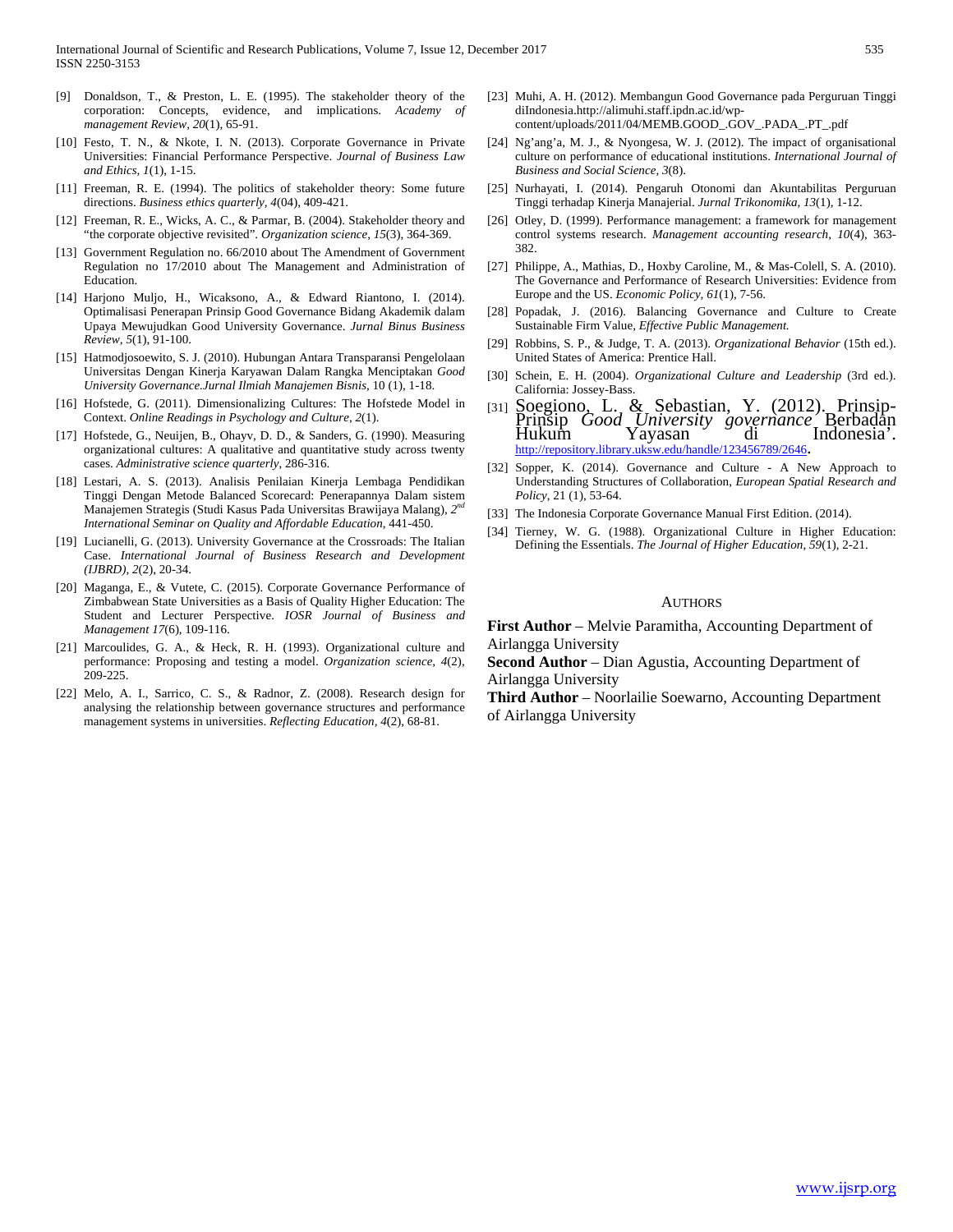[9] Donaldson, T., & Preston, L. E. (1995). The stakeholder theory of the corporation: Concepts, evidence, and implications. *Academy of management Review*, *20*(1), 65-91.

[10] Festo, T. N., & Nkote, I. N. (2013). Corporate Governance in Private Universities: Financial Performance Perspective. *Journal of Business Law and Ethics, 1*(1), 1-15.

[11] Freeman, R. E. (1994). The politics of stakeholder theory: Some future directions. *Business ethics quarterly*, *4*(04), 409-421.

[12] Freeman, R. E., Wicks, A. C., & Parmar, B. (2004). Stakeholder theory and "the corporate objective revisited". *Organization science*, *15*(3), 364-369.

[13] Government Regulation no. 66/2010 about The Amendment of Government Regulation no 17/2010 about The Management and Administration of Education.

[14] Harjono Muljo, H., Wicaksono, A., & Edward Riantono, I. (2014). Optimalisasi Penerapan Prinsip Good Governance Bidang Akademik dalam Upaya Mewujudkan Good University Governance. *Jurnal Binus Business Review, 5*(1), 91-100.

[15] Hatmodjosoewito, S. J. (2010). Hubungan Antara Transparansi Pengelolaan Universitas Dengan Kinerja Karyawan Dalam Rangka Menciptakan *Good University Governance.Jurnal Ilmiah Manajemen Bisnis*, 10 (1), 1-18.

[16] Hofstede, G. (2011). Dimensionalizing Cultures: The Hofstede Model in Context. *Online Readings in Psychology and Culture, 2*(1).

[17] Hofstede, G., Neuijen, B., Ohayv, D. D., & Sanders, G. (1990). Measuring organizational cultures: A qualitative and quantitative study across twenty cases. *Administrative science quarterly*, 286-316.

[18] Lestari, A. S. (2013). Analisis Penilaian Kinerja Lembaga Pendidikan Tinggi Dengan Metode Balanced Scorecard: Penerapannya Dalam sistem Manajemen Strategis (Studi Kasus Pada Universitas Brawijaya Malang), *2nd International Seminar on Quality and Affordable Education*, 441-450.

[19] Lucianelli, G. (2013). University Governance at the Crossroads: The Italian Case. *International Journal of Business Research and Development (IJBRD), 2*(2), 20-34.

[20] Maganga, E., & Vutete, C. (2015). Corporate Governance Performance of Zimbabwean State Universities as a Basis of Quality Higher Education: The Student and Lecturer Perspective. *IOSR Journal of Business and Management 17*(6), 109-116.

[21] Marcoulides, G. A., & Heck, R. H. (1993). Organizational culture and performance: Proposing and testing a model. *Organization science*, *4*(2), 209-225.

[22] Melo, A. I., Sarrico, C. S., & Radnor, Z. (2008). Research design for analysing the relationship between governance structures and performance management systems in universities. *Reflecting Education, 4*(2), 68-81.

[23] Muhi, A. H. (2012). Membangun Good Governance pada Perguruan Tinggi diIndonesia.http://alimuhi.staff.ipdn.ac.id/wp-content/uploads/2011/04/MEMB.GOOD_.GOV_.PADA_.PT_.pdf

[24] Ng'ang'a, M. J., & Nyongesa, W. J. (2012). The impact of organisational culture on performance of educational institutions. *International Journal of Business and Social Science, 3*(8).

[25] Nurhayati, I. (2014). Pengaruh Otonomi dan Akuntabilitas Perguruan Tinggi terhadap Kinerja Manajerial. *Jurnal Trikonomika, 13*(1), 1-12.

[26] Otley, D. (1999). Performance management: a framework for management control systems research. *Management accounting research*, *10*(4), 363-382.

[27] Philippe, A., Mathias, D., Hoxby Caroline, M., & Mas-Colell, S. A. (2010). The Governance and Performance of Research Universities: Evidence from Europe and the US. *Economic Policy, 61*(1), 7-56.

[28] Popadak, J. (2016). Balancing Governance and Culture to Create Sustainable Firm Value, *Effective Public Management.*

[29] Robbins, S. P., & Judge, T. A. (2013). *Organizational Behavior* (15th ed.). United States of America: Prentice Hall.

[30] Schein, E. H. (2004). *Organizational Culture and Leadership* (3rd ed.). California: Jossey-Bass.

[31] Soegiono, L. & Sebastian, Y. (2012). Prinsip-Prinsip *Good University governance* Berbadan Hukum Yayasan di Indonesia'. http://repository.library.uksw.edu/handle/123456789/2646.

[32] Sopper, K. (2014). Governance and Culture - A New Approach to Understanding Structures of Collaboration, *European Spatial Research and Policy*, 21 (1), 53-64.

[33] The Indonesia Corporate Governance Manual First Edition. (2014).

[34] Tierney, W. G. (1988). Organizational Culture in Higher Education: Defining the Essentials. *The Journal of Higher Education, 59*(1), 2-21.

## AUTHORS

**First Author** – Melvie Paramitha, Accounting Department of Airlangga University

**Second Author** – Dian Agustia, Accounting Department of Airlangga University

**Third Author** – Noorlailie Soewarno, Accounting Department of Airlangga University